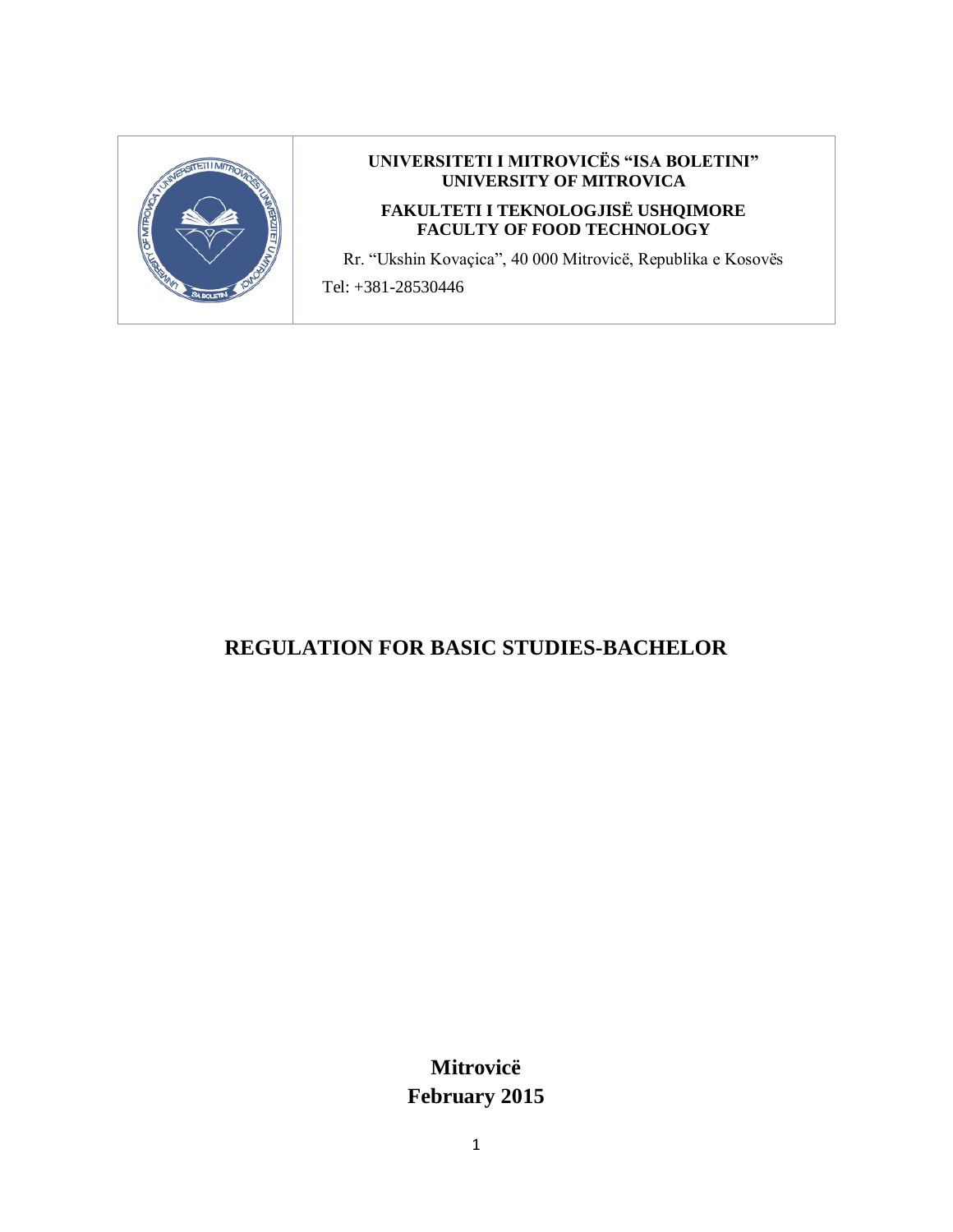**UNIVERSITETI I MITROVICËS "ISA BOLETINI"**
**UNIVERSITY OF MITROVICA**

**FAKULTETI I TEKNOLOGJISË USHQIMORE**
**FACULTY OF FOOD TECHNOLOGY**

Rr. "Ukshin Kovaçica", 40 000 Mitrovicë, Republika e Kosovës

Tel: +381-28530446

# REGULATION FOR BASIC STUDIES-BACHELOR

**Mitrovicë**
**February 2015**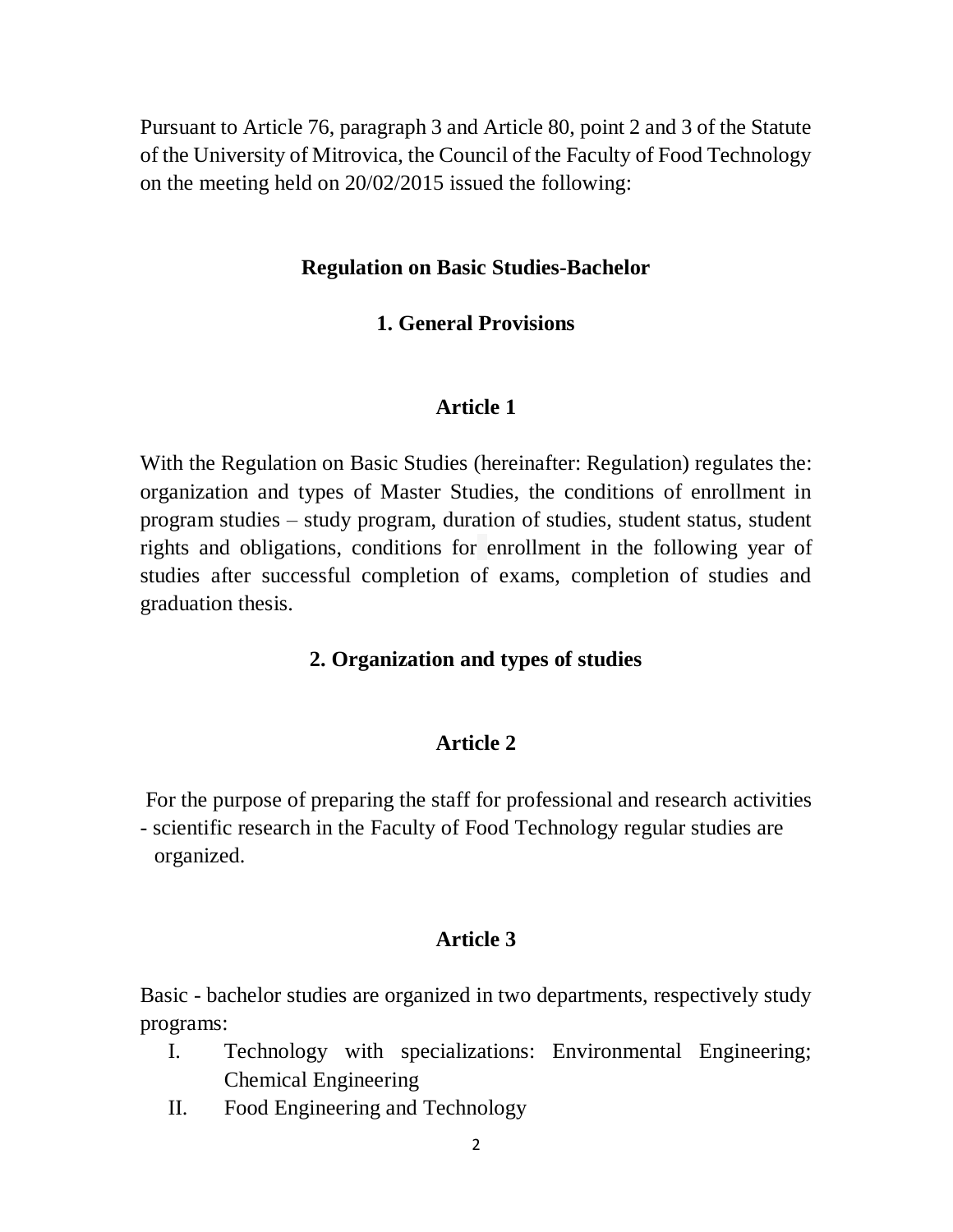Pursuant to Article 76, paragraph 3 and Article 80, point 2 and 3 of the Statute of the University of Mitrovica, the Council of the Faculty of Food Technology on the meeting held on 20/02/2015 issued the following:

## Regulation on Basic Studies-Bachelor

### 1. General Provisions

#### Article 1

With the Regulation on Basic Studies (hereinafter: Regulation) regulates the: organization and types of Master Studies, the conditions of enrollment in program studies – study program, duration of studies, student status, student rights and obligations, conditions for enrollment in the following year of studies after successful completion of exams, completion of studies and graduation thesis.

### 2. Organization and types of studies

#### Article 2

For the purpose of preparing the staff for professional and research activities - scientific research in the Faculty of Food Technology regular studies are organized.

#### Article 3

Basic - bachelor studies are organized in two departments, respectively study programs:

I. Technology with specializations: Environmental Engineering; Chemical Engineering
II. Food Engineering and Technology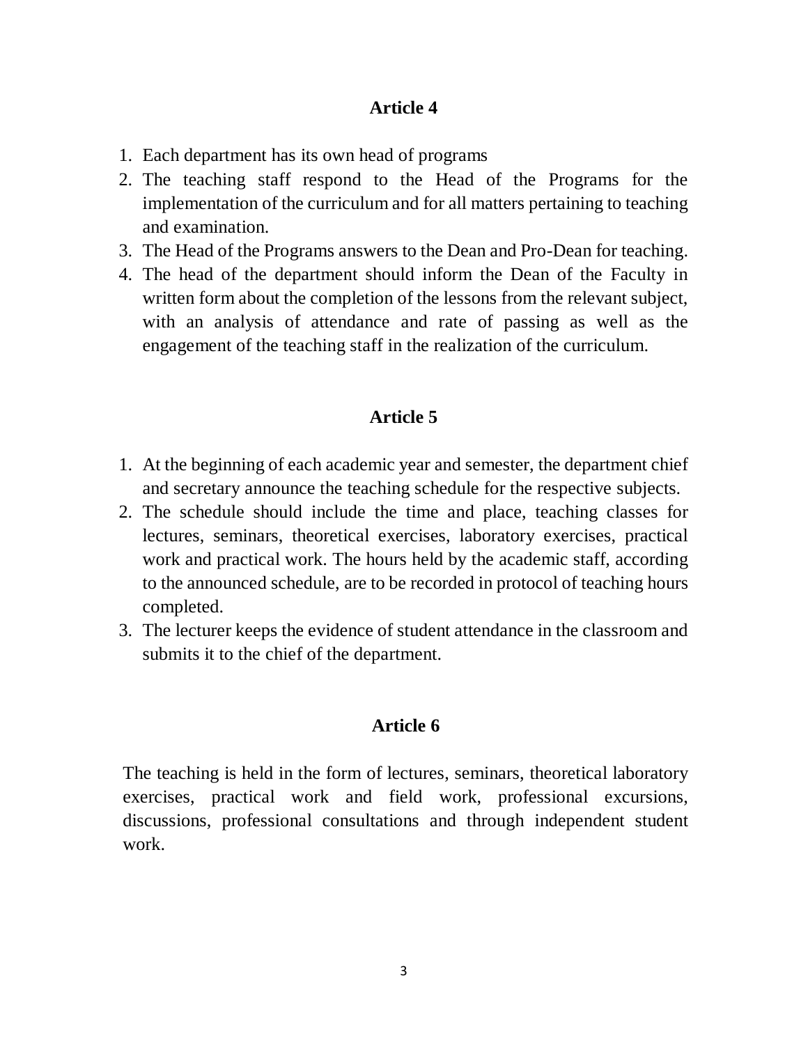## Article 4

1. Each department has its own head of programs
2. The teaching staff respond to the Head of the Programs for the implementation of the curriculum and for all matters pertaining to teaching and examination.
3. The Head of the Programs answers to the Dean and Pro-Dean for teaching.
4. The head of the department should inform the Dean of the Faculty in written form about the completion of the lessons from the relevant subject, with an analysis of attendance and rate of passing as well as the engagement of the teaching staff in the realization of the curriculum.

## Article 5

1. At the beginning of each academic year and semester, the department chief and secretary announce the teaching schedule for the respective subjects.
2. The schedule should include the time and place, teaching classes for lectures, seminars, theoretical exercises, laboratory exercises, practical work and practical work. The hours held by the academic staff, according to the announced schedule, are to be recorded in protocol of teaching hours completed.
3. The lecturer keeps the evidence of student attendance in the classroom and submits it to the chief of the department.

## Article 6

The teaching is held in the form of lectures, seminars, theoretical laboratory exercises, practical work and field work, professional excursions, discussions, professional consultations and through independent student work.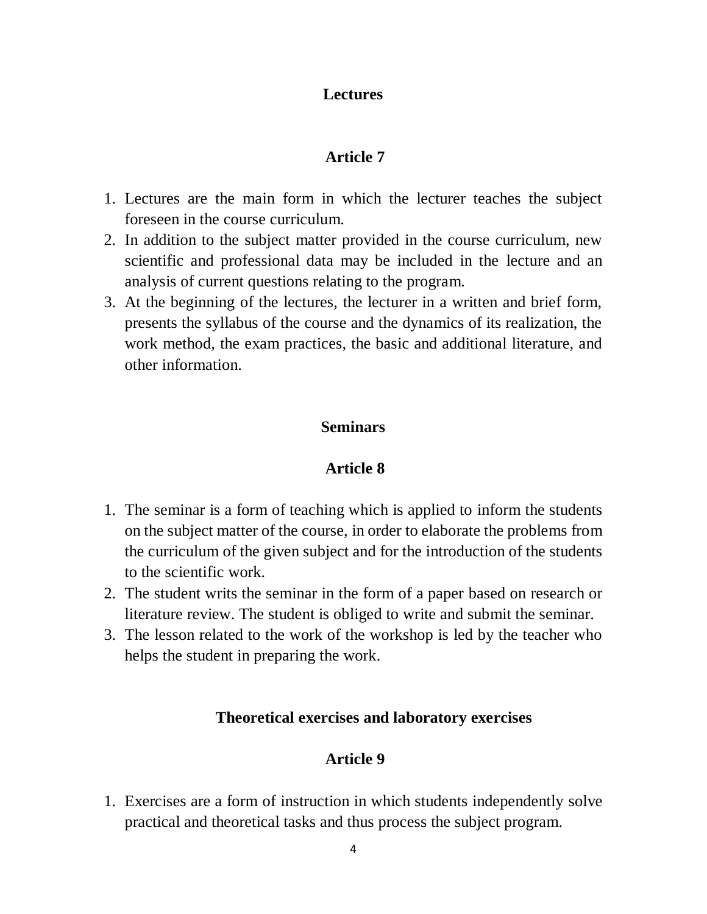## Lectures

### Article 7

1. Lectures are the main form in which the lecturer teaches the subject foreseen in the course curriculum.
2. In addition to the subject matter provided in the course curriculum, new scientific and professional data may be included in the lecture and an analysis of current questions relating to the program.
3. At the beginning of the lectures, the lecturer in a written and brief form, presents the syllabus of the course and the dynamics of its realization, the work method, the exam practices, the basic and additional literature, and other information.

## Seminars

### Article 8

1. The seminar is a form of teaching which is applied to inform the students on the subject matter of the course, in order to elaborate the problems from the curriculum of the given subject and for the introduction of the students to the scientific work.
2. The student writes the seminar in the form of a paper based on research or literature review. The student is obliged to write and submit the seminar.
3. The lesson related to the work of the workshop is led by the teacher who helps the student in preparing the work.

## Theoretical exercises and laboratory exercises

### Article 9

1. Exercises are a form of instruction in which students independently solve practical and theoretical tasks and thus process the subject program.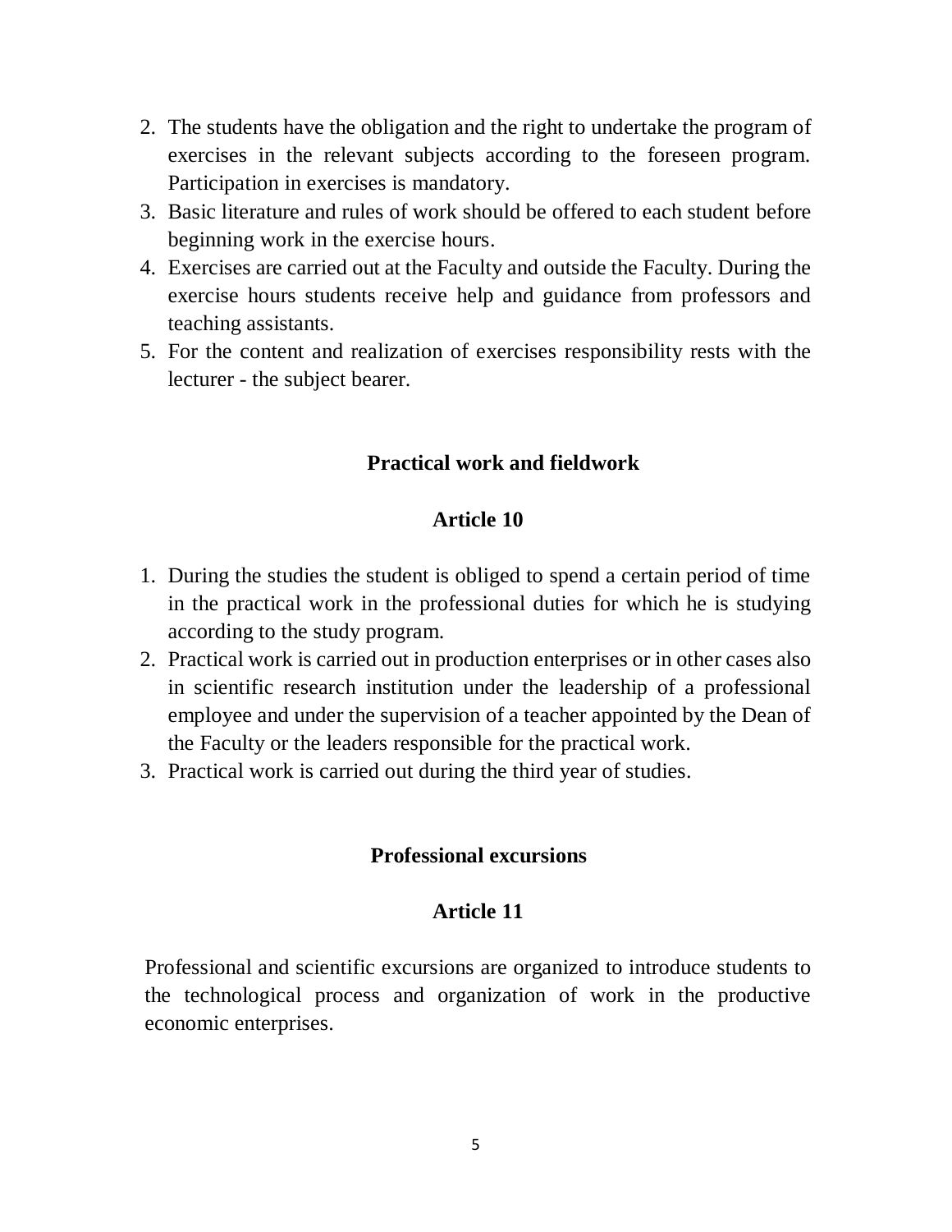2. The students have the obligation and the right to undertake the program of exercises in the relevant subjects according to the foreseen program. Participation in exercises is mandatory.
3. Basic literature and rules of work should be offered to each student before beginning work in the exercise hours.
4. Exercises are carried out at the Faculty and outside the Faculty. During the exercise hours students receive help and guidance from professors and teaching assistants.
5. For the content and realization of exercises responsibility rests with the lecturer - the subject bearer.

**Practical work and fieldwork**

**Article 10**

1. During the studies the student is obliged to spend a certain period of time in the practical work in the professional duties for which he is studying according to the study program.
2. Practical work is carried out in production enterprises or in other cases also in scientific research institution under the leadership of a professional employee and under the supervision of a teacher appointed by the Dean of the Faculty or the leaders responsible for the practical work.
3. Practical work is carried out during the third year of studies.

**Professional excursions**

**Article 11**

Professional and scientific excursions are organized to introduce students to the technological process and organization of work in the productive economic enterprises.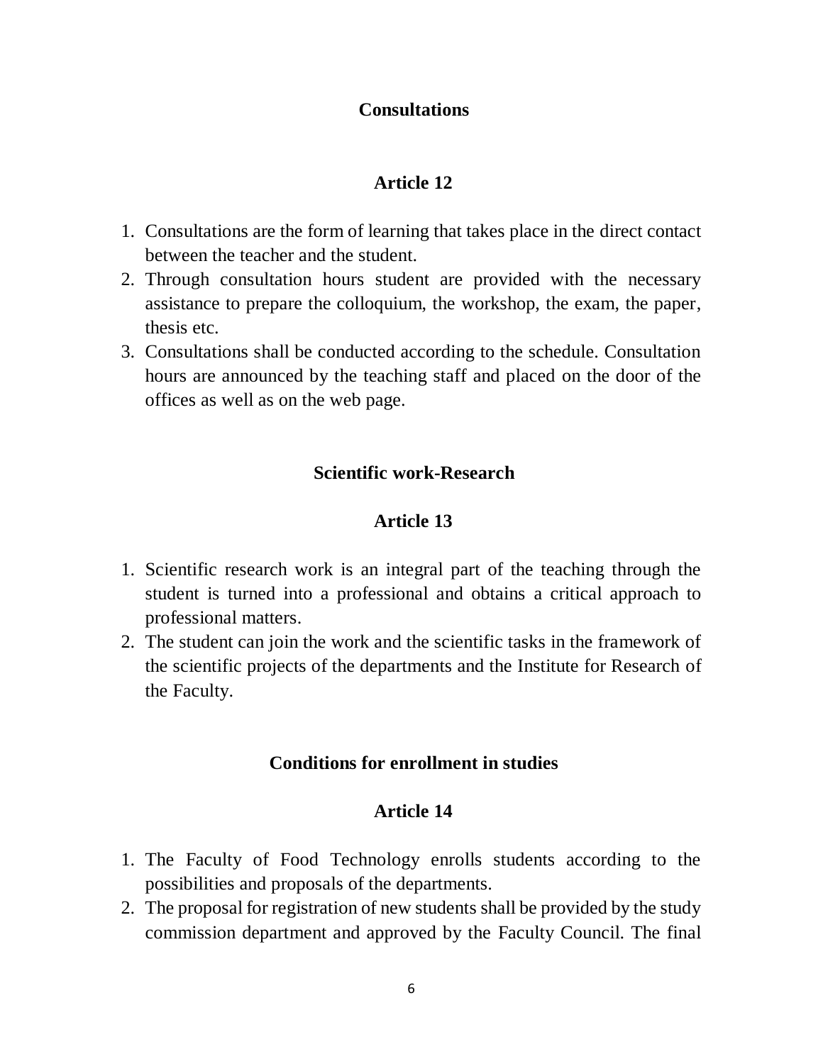## Consultations

## Article 12

1. Consultations are the form of learning that takes place in the direct contact between the teacher and the student.
2. Through consultation hours student are provided with the necessary assistance to prepare the colloquium, the workshop, the exam, the paper, thesis etc.
3. Consultations shall be conducted according to the schedule. Consultation hours are announced by the teaching staff and placed on the door of the offices as well as on the web page.

## Scientific work-Research

## Article 13

1. Scientific research work is an integral part of the teaching through the student is turned into a professional and obtains a critical approach to professional matters.
2. The student can join the work and the scientific tasks in the framework of the scientific projects of the departments and the Institute for Research of the Faculty.

## Conditions for enrollment in studies

## Article 14

1. The Faculty of Food Technology enrolls students according to the possibilities and proposals of the departments.
2. The proposal for registration of new students shall be provided by the study commission department and approved by the Faculty Council. The final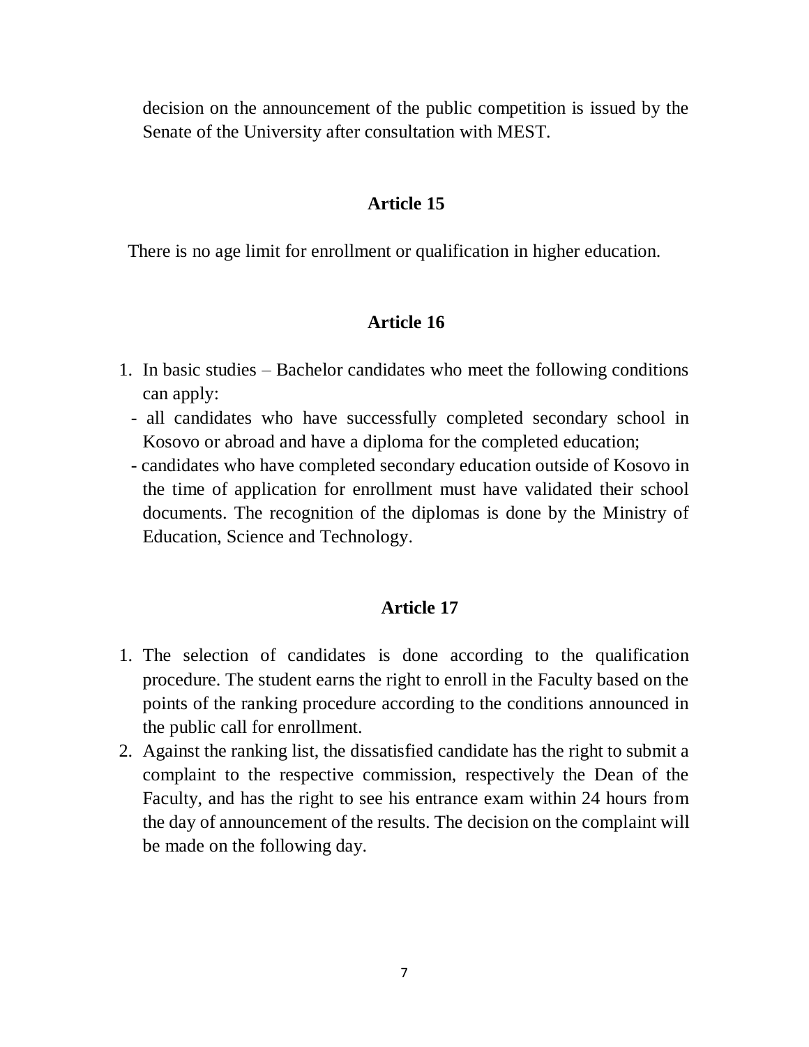decision on the announcement of the public competition is issued by the Senate of the University after consultation with MEST.

### Article 15

There is no age limit for enrollment or qualification in higher education.

### Article 16

1. In basic studies – Bachelor candidates who meet the following conditions can apply:
   - all candidates who have successfully completed secondary school in Kosovo or abroad and have a diploma for the completed education;
   - candidates who have completed secondary education outside of Kosovo in the time of application for enrollment must have validated their school documents. The recognition of the diplomas is done by the Ministry of Education, Science and Technology.

### Article 17

1. The selection of candidates is done according to the qualification procedure. The student earns the right to enroll in the Faculty based on the points of the ranking procedure according to the conditions announced in the public call for enrollment.
2. Against the ranking list, the dissatisfied candidate has the right to submit a complaint to the respective commission, respectively the Dean of the Faculty, and has the right to see his entrance exam within 24 hours from the day of announcement of the results. The decision on the complaint will be made on the following day.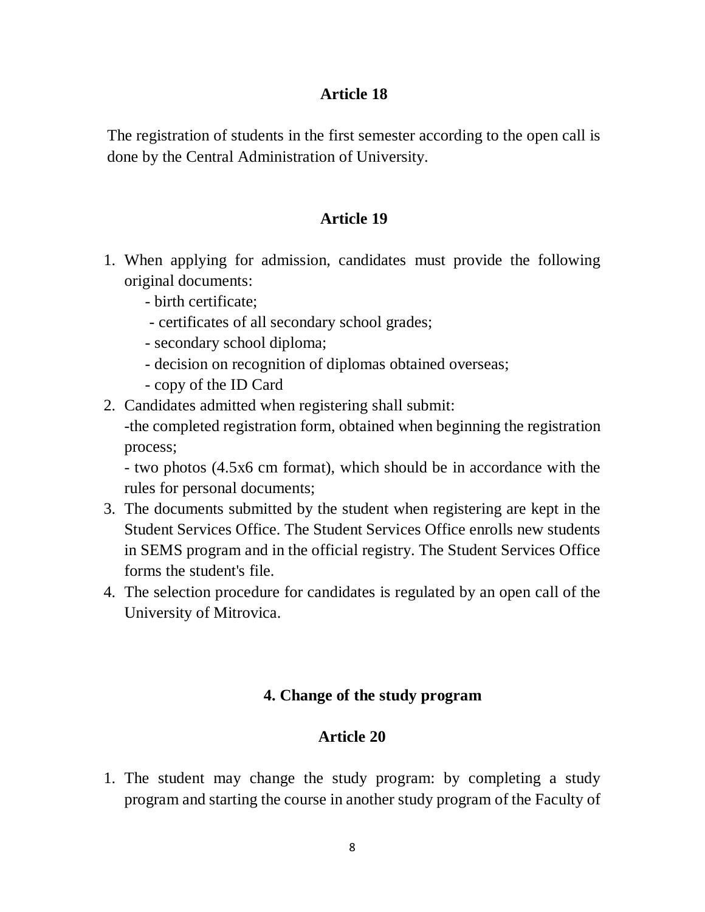### Article 18

The registration of students in the first semester according to the open call is done by the Central Administration of University.

### Article 19

1. When applying for admission, candidates must provide the following original documents:
   - birth certificate;
   - certificates of all secondary school grades;
   - secondary school diploma;
   - decision on recognition of diplomas obtained overseas;
   - copy of the ID Card
2. Candidates admitted when registering shall submit:
   -the completed registration form, obtained when beginning the registration process;
   - two photos (4.5x6 cm format), which should be in accordance with the rules for personal documents;
3. The documents submitted by the student when registering are kept in the Student Services Office. The Student Services Office enrolls new students in SEMS program and in the official registry. The Student Services Office forms the student's file.
4. The selection procedure for candidates is regulated by an open call of the University of Mitrovica.

## 4. Change of the study program

### Article 20

1. The student may change the study program: by completing a study program and starting the course in another study program of the Faculty of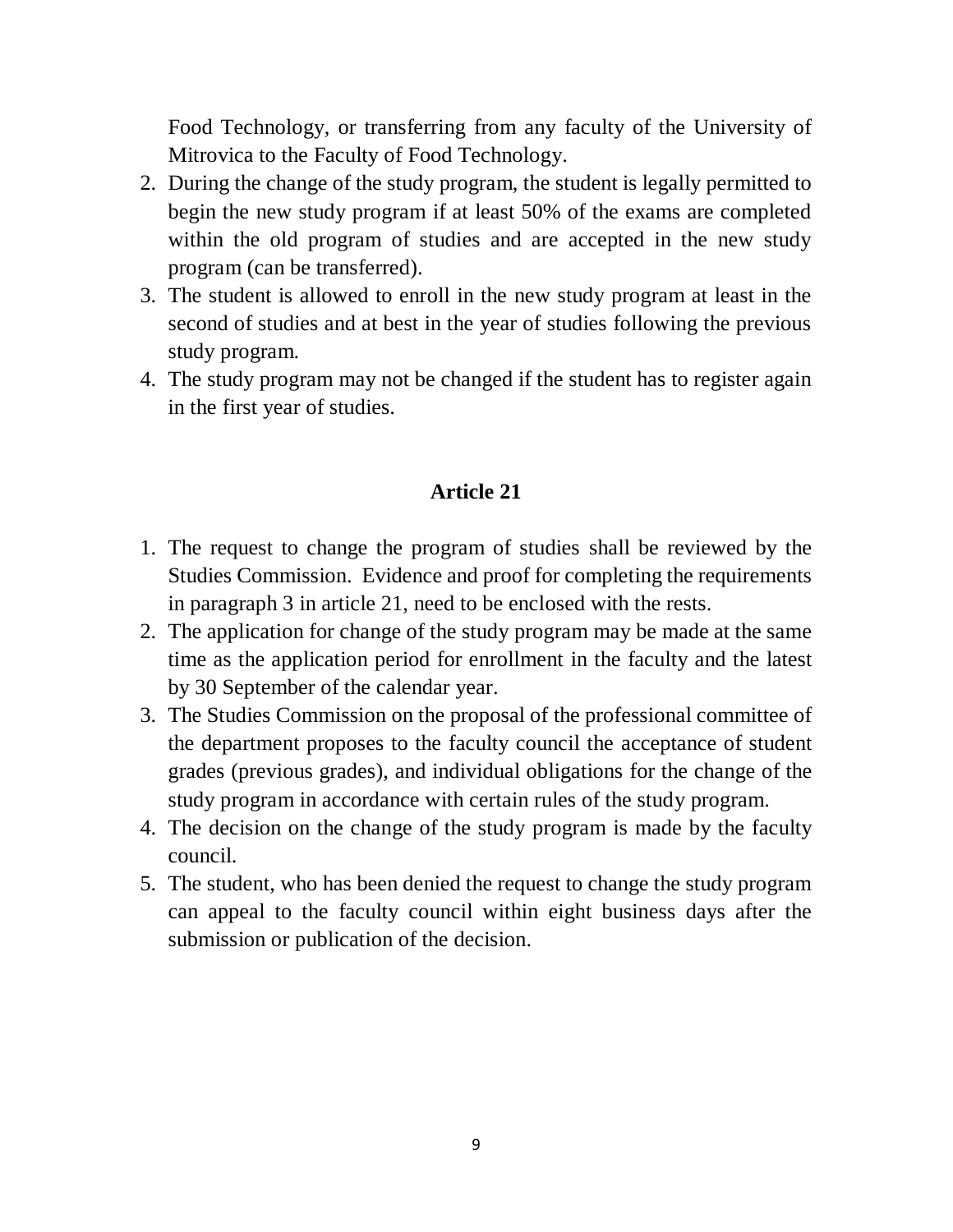Food Technology, or transferring from any faculty of the University of Mitrovica to the Faculty of Food Technology.

2. During the change of the study program, the student is legally permitted to begin the new study program if at least 50% of the exams are completed within the old program of studies and are accepted in the new study program (can be transferred).
3. The student is allowed to enroll in the new study program at least in the second of studies and at best in the year of studies following the previous study program.
4. The study program may not be changed if the student has to register again in the first year of studies.

## Article 21

1. The request to change the program of studies shall be reviewed by the Studies Commission. Evidence and proof for completing the requirements in paragraph 3 in article 21, need to be enclosed with the rests.
2. The application for change of the study program may be made at the same time as the application period for enrollment in the faculty and the latest by 30 September of the calendar year.
3. The Studies Commission on the proposal of the professional committee of the department proposes to the faculty council the acceptance of student grades (previous grades), and individual obligations for the change of the study program in accordance with certain rules of the study program.
4. The decision on the change of the study program is made by the faculty council.
5. The student, who has been denied the request to change the study program can appeal to the faculty council within eight business days after the submission or publication of the decision.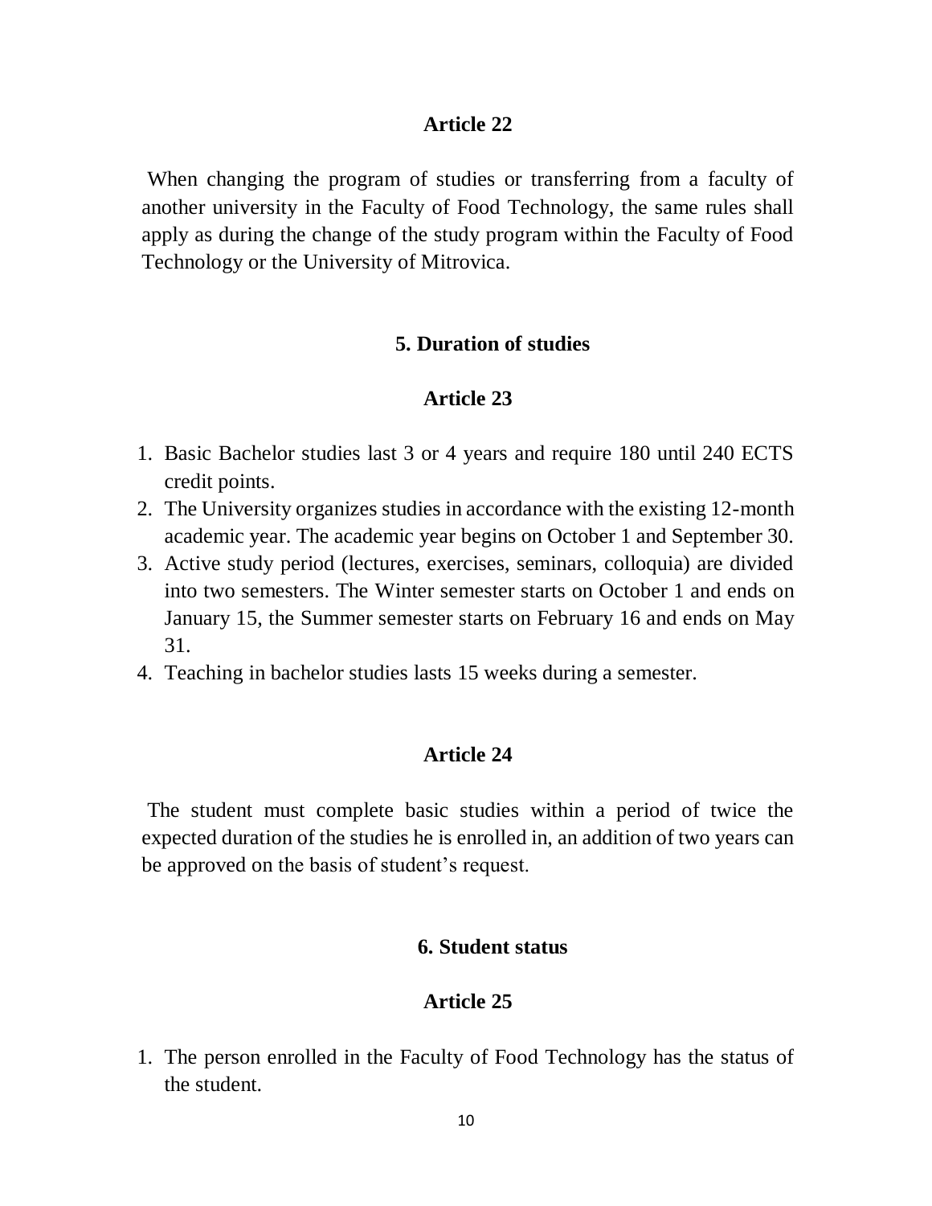### Article 22

When changing the program of studies or transferring from a faculty of another university in the Faculty of Food Technology, the same rules shall apply as during the change of the study program within the Faculty of Food Technology or the University of Mitrovica.

## 5. Duration of studies

### Article 23

1. Basic Bachelor studies last 3 or 4 years and require 180 until 240 ECTS credit points.
2. The University organizes studies in accordance with the existing 12-month academic year. The academic year begins on October 1 and September 30.
3. Active study period (lectures, exercises, seminars, colloquia) are divided into two semesters. The Winter semester starts on October 1 and ends on January 15, the Summer semester starts on February 16 and ends on May 31.
4. Teaching in bachelor studies lasts 15 weeks during a semester.

### Article 24

The student must complete basic studies within a period of twice the expected duration of the studies he is enrolled in, an addition of two years can be approved on the basis of student's request.

## 6. Student status

### Article 25

1. The person enrolled in the Faculty of Food Technology has the status of the student.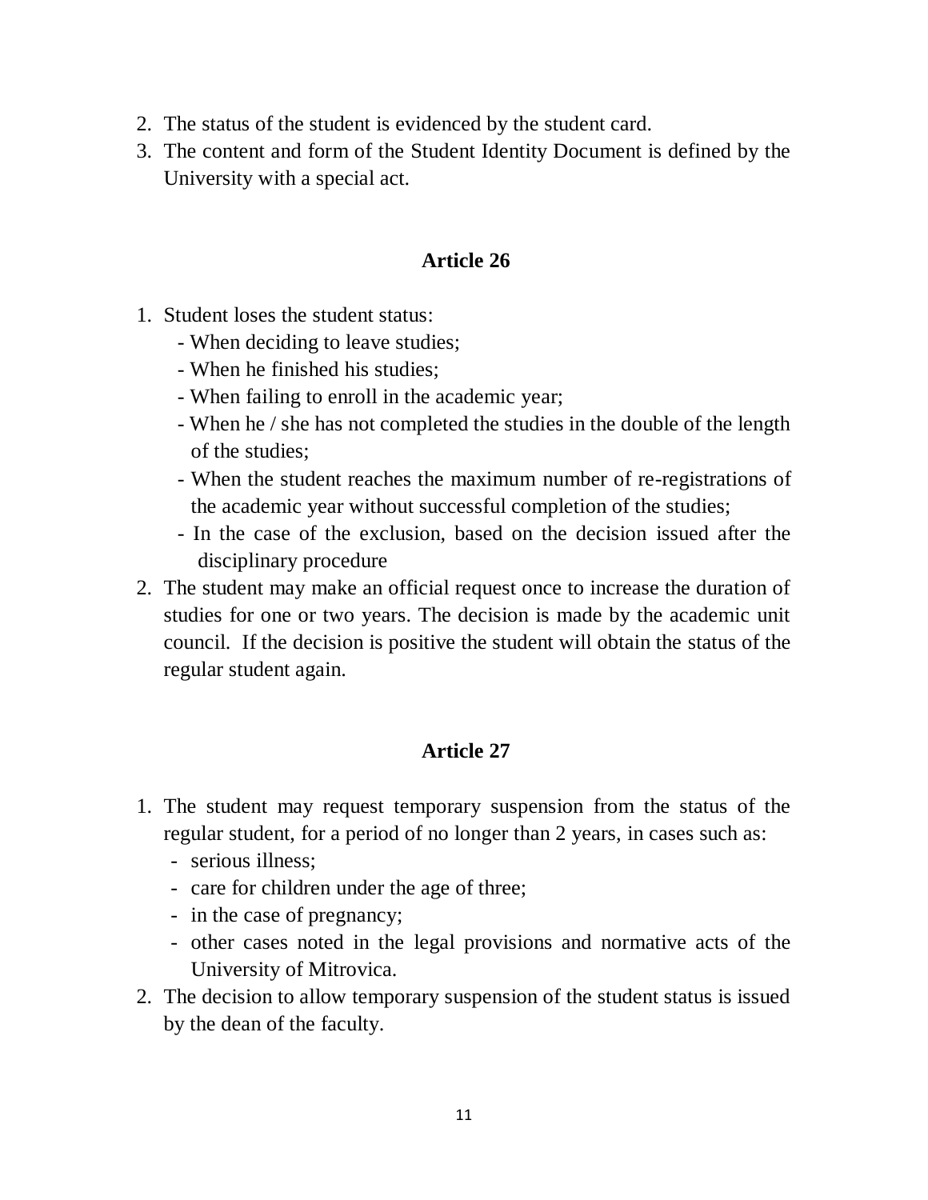2. The status of the student is evidenced by the student card.
3. The content and form of the Student Identity Document is defined by the University with a special act.

## Article 26

1. Student loses the student status:
   - When deciding to leave studies;
   - When he finished his studies;
   - When failing to enroll in the academic year;
   - When he / she has not completed the studies in the double of the length of the studies;
   - When the student reaches the maximum number of re-registrations of the academic year without successful completion of the studies;
   - In the case of the exclusion, based on the decision issued after the disciplinary procedure
2. The student may make an official request once to increase the duration of studies for one or two years. The decision is made by the academic unit council. If the decision is positive the student will obtain the status of the regular student again.

## Article 27

1. The student may request temporary suspension from the status of the regular student, for a period of no longer than 2 years, in cases such as:
   - serious illness;
   - care for children under the age of three;
   - in the case of pregnancy;
   - other cases noted in the legal provisions and normative acts of the University of Mitrovica.
2. The decision to allow temporary suspension of the student status is issued by the dean of the faculty.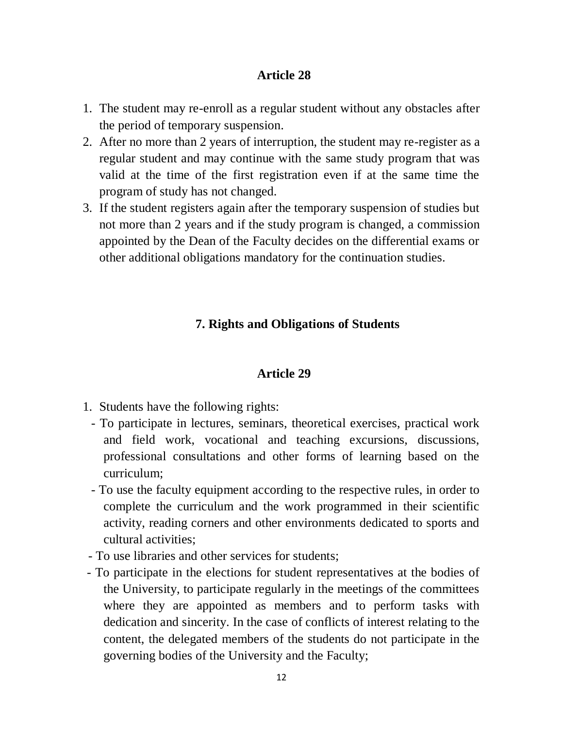### Article 28

1. The student may re-enroll as a regular student without any obstacles after the period of temporary suspension.
2. After no more than 2 years of interruption, the student may re-register as a regular student and may continue with the same study program that was valid at the time of the first registration even if at the same time the program of study has not changed.
3. If the student registers again after the temporary suspension of studies but not more than 2 years and if the study program is changed, a commission appointed by the Dean of the Faculty decides on the differential exams or other additional obligations mandatory for the continuation studies.

## 7. Rights and Obligations of Students

### Article 29

1. Students have the following rights:
   - To participate in lectures, seminars, theoretical exercises, practical work and field work, vocational and teaching excursions, discussions, professional consultations and other forms of learning based on the curriculum;
   - To use the faculty equipment according to the respective rules, in order to complete the curriculum and the work programmed in their scientific activity, reading corners and other environments dedicated to sports and cultural activities;
   - To use libraries and other services for students;
   - To participate in the elections for student representatives at the bodies of the University, to participate regularly in the meetings of the committees where they are appointed as members and to perform tasks with dedication and sincerity. In the case of conflicts of interest relating to the content, the delegated members of the students do not participate in the governing bodies of the University and the Faculty;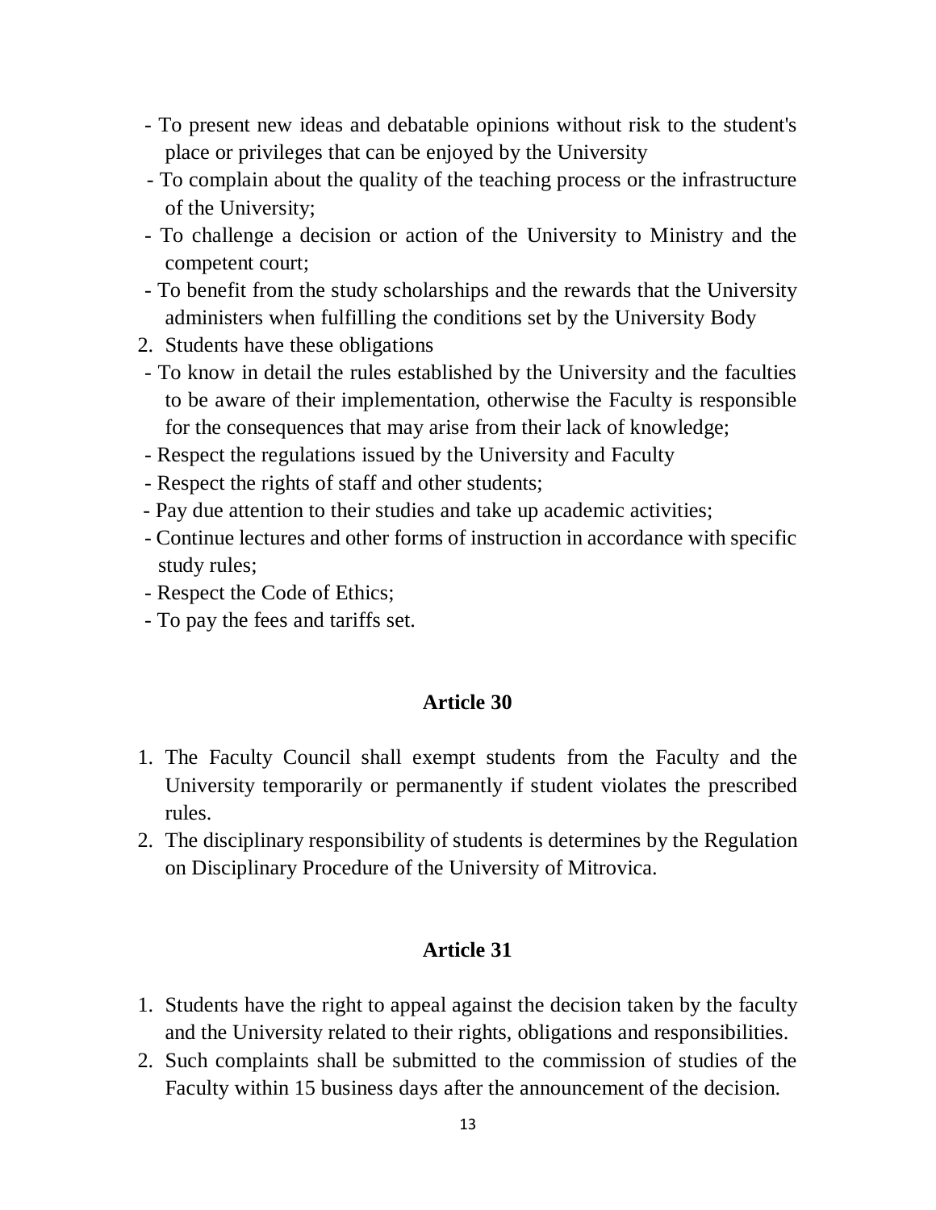- To present new ideas and debatable opinions without risk to the student's place or privileges that can be enjoyed by the University
- To complain about the quality of the teaching process or the infrastructure of the University;
- To challenge a decision or action of the University to Ministry and the competent court;
- To benefit from the study scholarships and the rewards that the University administers when fulfilling the conditions set by the University Body

2. Students have these obligations

- To know in detail the rules established by the University and the faculties to be aware of their implementation, otherwise the Faculty is responsible for the consequences that may arise from their lack of knowledge;
- Respect the regulations issued by the University and Faculty
- Respect the rights of staff and other students;
- Pay due attention to their studies and take up academic activities;
- Continue lectures and other forms of instruction in accordance with specific study rules;
- Respect the Code of Ethics;
- To pay the fees and tariffs set.

### Article 30

1. The Faculty Council shall exempt students from the Faculty and the University temporarily or permanently if student violates the prescribed rules.
2. The disciplinary responsibility of students is determines by the Regulation on Disciplinary Procedure of the University of Mitrovica.

### Article 31

1. Students have the right to appeal against the decision taken by the faculty and the University related to their rights, obligations and responsibilities.
2. Such complaints shall be submitted to the commission of studies of the Faculty within 15 business days after the announcement of the decision.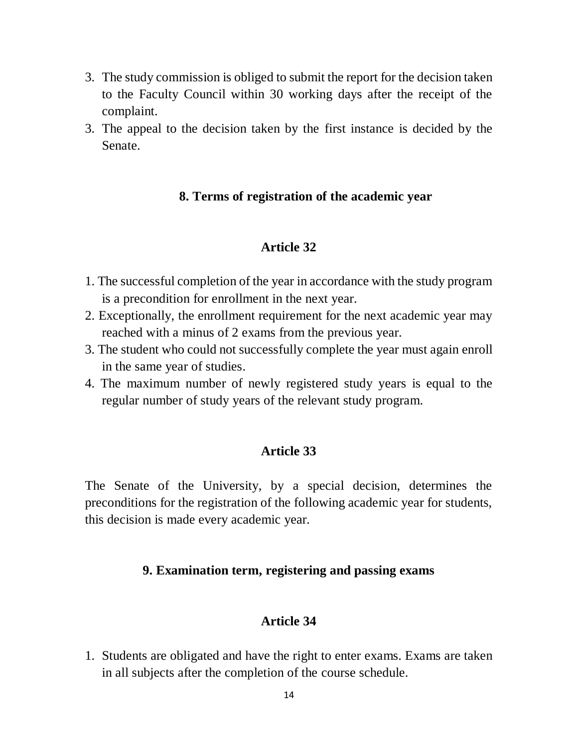3. The study commission is obliged to submit the report for the decision taken to the Faculty Council within 30 working days after the receipt of the complaint.
3. The appeal to the decision taken by the first instance is decided by the Senate.

### 8. Terms of registration of the academic year

#### Article 32

1. The successful completion of the year in accordance with the study program is a precondition for enrollment in the next year.
2. Exceptionally, the enrollment requirement for the next academic year may reached with a minus of 2 exams from the previous year.
3. The student who could not successfully complete the year must again enroll in the same year of studies.
4. The maximum number of newly registered study years is equal to the regular number of study years of the relevant study program.

#### Article 33

The Senate of the University, by a special decision, determines the preconditions for the registration of the following academic year for students, this decision is made every academic year.

### 9. Examination term, registering and passing exams

#### Article 34

1. Students are obligated and have the right to enter exams. Exams are taken in all subjects after the completion of the course schedule.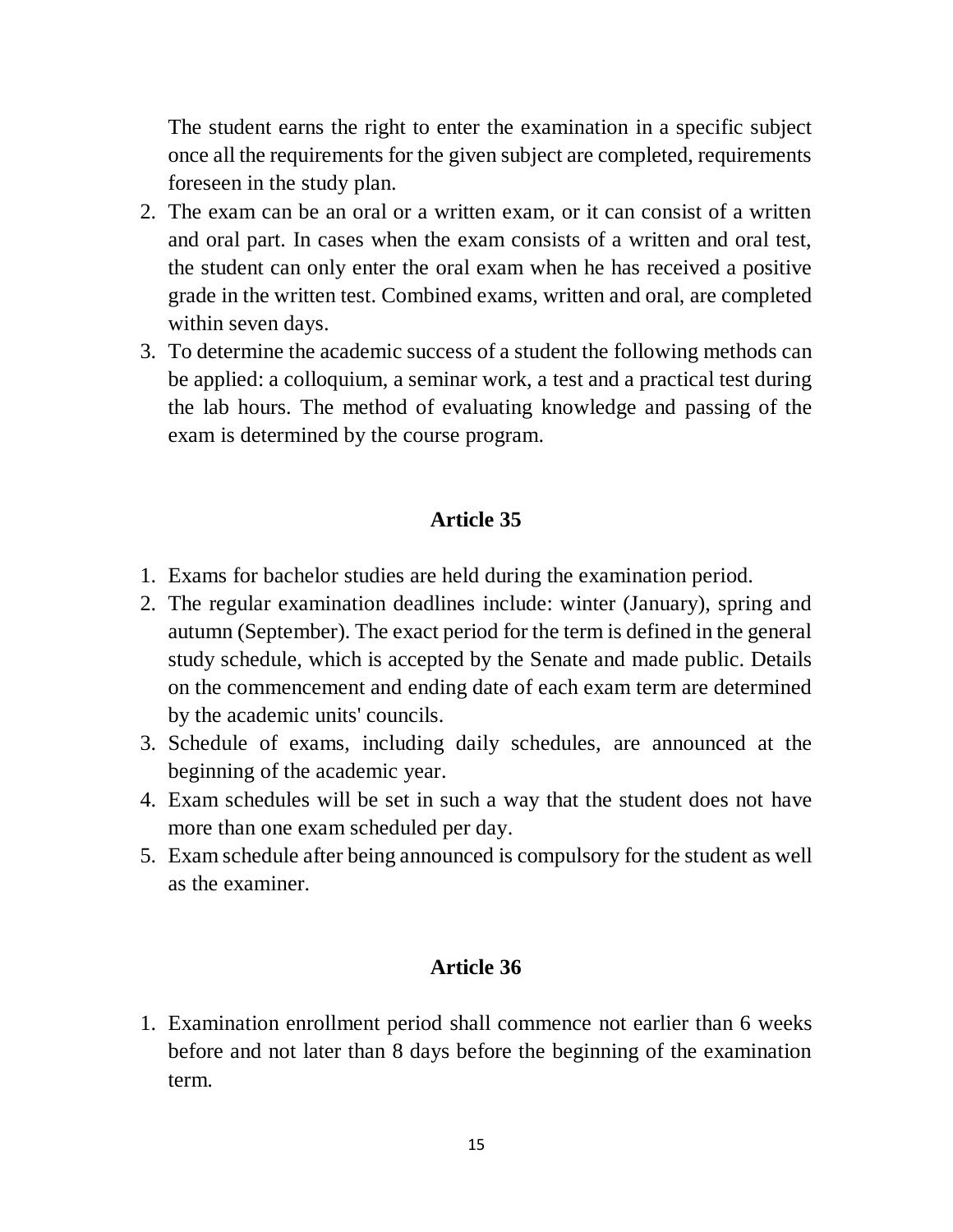The student earns the right to enter the examination in a specific subject once all the requirements for the given subject are completed, requirements foreseen in the study plan.

2. The exam can be an oral or a written exam, or it can consist of a written and oral part. In cases when the exam consists of a written and oral test, the student can only enter the oral exam when he has received a positive grade in the written test. Combined exams, written and oral, are completed within seven days.
3. To determine the academic success of a student the following methods can be applied: a colloquium, a seminar work, a test and a practical test during the lab hours. The method of evaluating knowledge and passing of the exam is determined by the course program.

## Article 35

1. Exams for bachelor studies are held during the examination period.
2. The regular examination deadlines include: winter (January), spring and autumn (September). The exact period for the term is defined in the general study schedule, which is accepted by the Senate and made public. Details on the commencement and ending date of each exam term are determined by the academic units' councils.
3. Schedule of exams, including daily schedules, are announced at the beginning of the academic year.
4. Exam schedules will be set in such a way that the student does not have more than one exam scheduled per day.
5. Exam schedule after being announced is compulsory for the student as well as the examiner.

## Article 36

1. Examination enrollment period shall commence not earlier than 6 weeks before and not later than 8 days before the beginning of the examination term.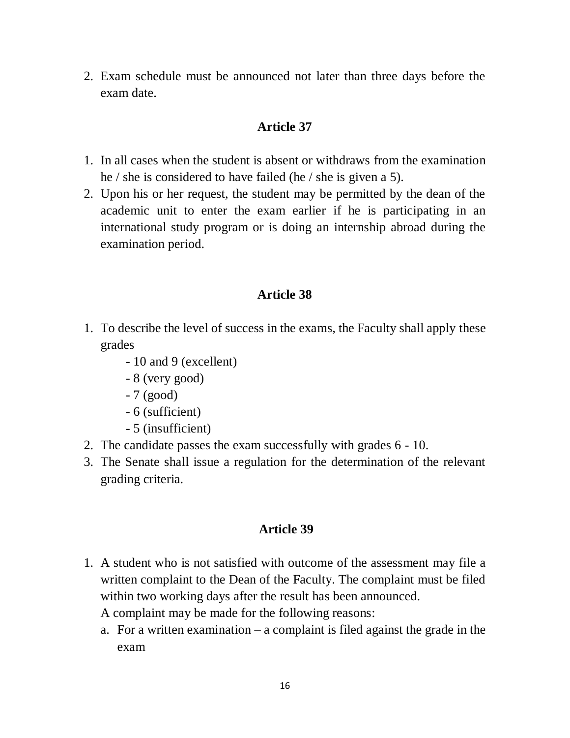2. Exam schedule must be announced not later than three days before the exam date.

## Article 37

1. In all cases when the student is absent or withdraws from the examination he / she is considered to have failed (he / she is given a 5).
2. Upon his or her request, the student may be permitted by the dean of the academic unit to enter the exam earlier if he is participating in an international study program or is doing an internship abroad during the examination period.

## Article 38

1. To describe the level of success in the exams, the Faculty shall apply these grades
   - 10 and 9 (excellent)
   - 8 (very good)
   - 7 (good)
   - 6 (sufficient)
   - 5 (insufficient)
2. The candidate passes the exam successfully with grades 6 - 10.
3. The Senate shall issue a regulation for the determination of the relevant grading criteria.

## Article 39

1. A student who is not satisfied with outcome of the assessment may file a written complaint to the Dean of the Faculty. The complaint must be filed within two working days after the result has been announced.
   A complaint may be made for the following reasons:
   a. For a written examination – a complaint is filed against the grade in the exam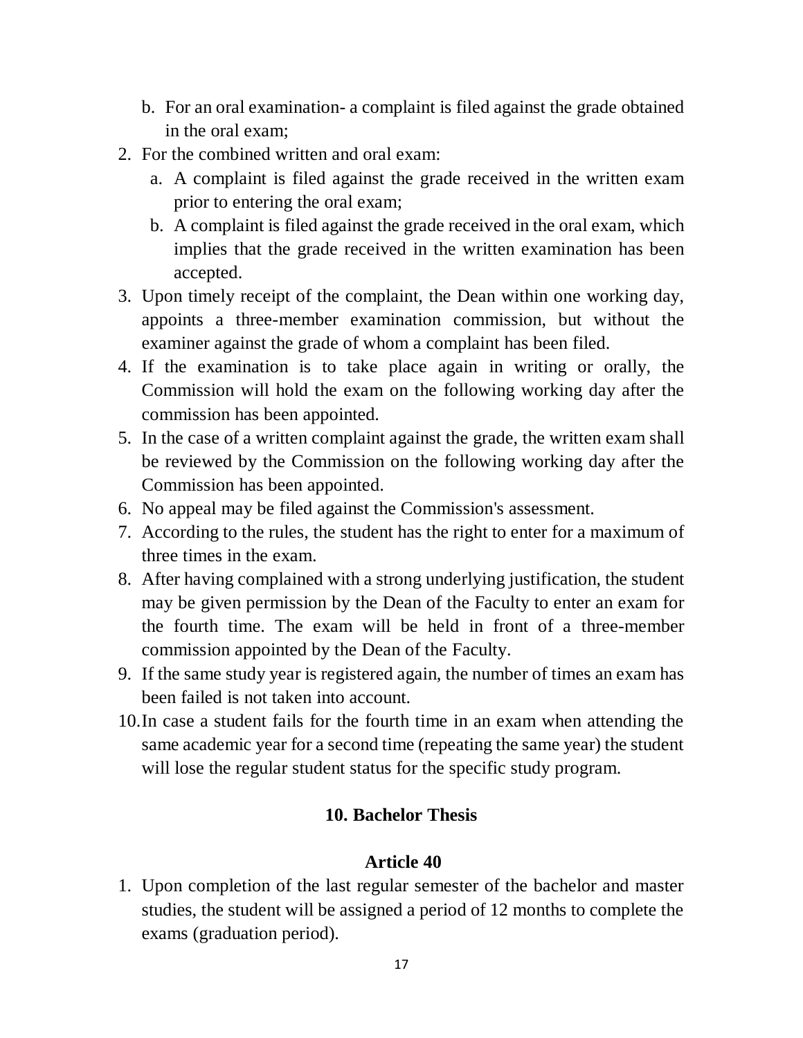b. For an oral examination- a complaint is filed against the grade obtained in the oral exam;

2. For the combined written and oral exam:
   a. A complaint is filed against the grade received in the written exam prior to entering the oral exam;
   b. A complaint is filed against the grade received in the oral exam, which implies that the grade received in the written examination has been accepted.
3. Upon timely receipt of the complaint, the Dean within one working day, appoints a three-member examination commission, but without the examiner against the grade of whom a complaint has been filed.
4. If the examination is to take place again in writing or orally, the Commission will hold the exam on the following working day after the commission has been appointed.
5. In the case of a written complaint against the grade, the written exam shall be reviewed by the Commission on the following working day after the Commission has been appointed.
6. No appeal may be filed against the Commission's assessment.
7. According to the rules, the student has the right to enter for a maximum of three times in the exam.
8. After having complained with a strong underlying justification, the student may be given permission by the Dean of the Faculty to enter an exam for the fourth time. The exam will be held in front of a three-member commission appointed by the Dean of the Faculty.
9. If the same study year is registered again, the number of times an exam has been failed is not taken into account.
10. In case a student fails for the fourth time in an exam when attending the same academic year for a second time (repeating the same year) the student will lose the regular student status for the specific study program.

## 10. Bachelor Thesis

### Article 40

1. Upon completion of the last regular semester of the bachelor and master studies, the student will be assigned a period of 12 months to complete the exams (graduation period).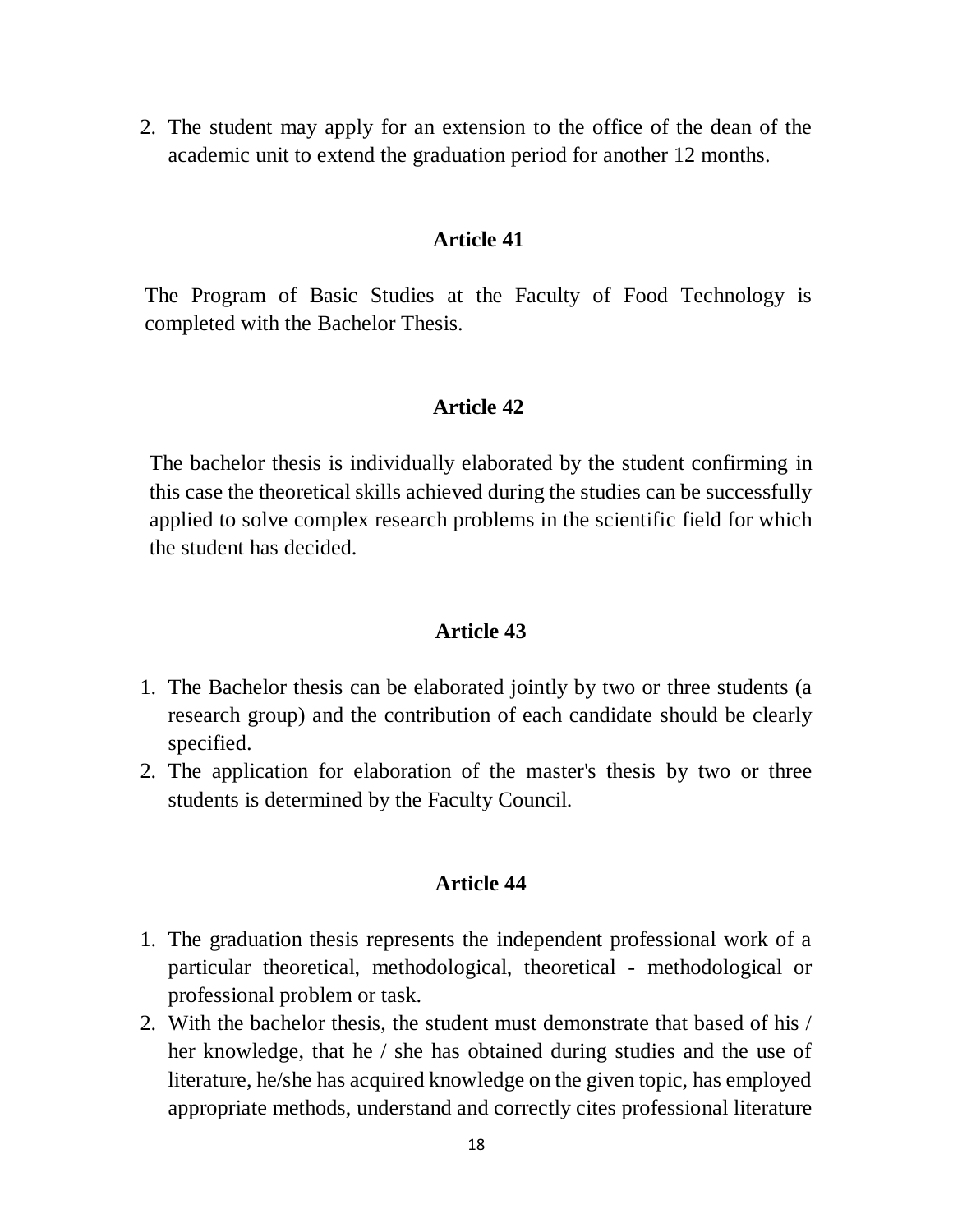2. The student may apply for an extension to the office of the dean of the academic unit to extend the graduation period for another 12 months.

### Article 41

The Program of Basic Studies at the Faculty of Food Technology is completed with the Bachelor Thesis.

### Article 42

The bachelor thesis is individually elaborated by the student confirming in this case the theoretical skills achieved during the studies can be successfully applied to solve complex research problems in the scientific field for which the student has decided.

### Article 43

1. The Bachelor thesis can be elaborated jointly by two or three students (a research group) and the contribution of each candidate should be clearly specified.
2. The application for elaboration of the master's thesis by two or three students is determined by the Faculty Council.

### Article 44

1. The graduation thesis represents the independent professional work of a particular theoretical, methodological, theoretical - methodological or professional problem or task.
2. With the bachelor thesis, the student must demonstrate that based of his / her knowledge, that he / she has obtained during studies and the use of literature, he/she has acquired knowledge on the given topic, has employed appropriate methods, understand and correctly cites professional literature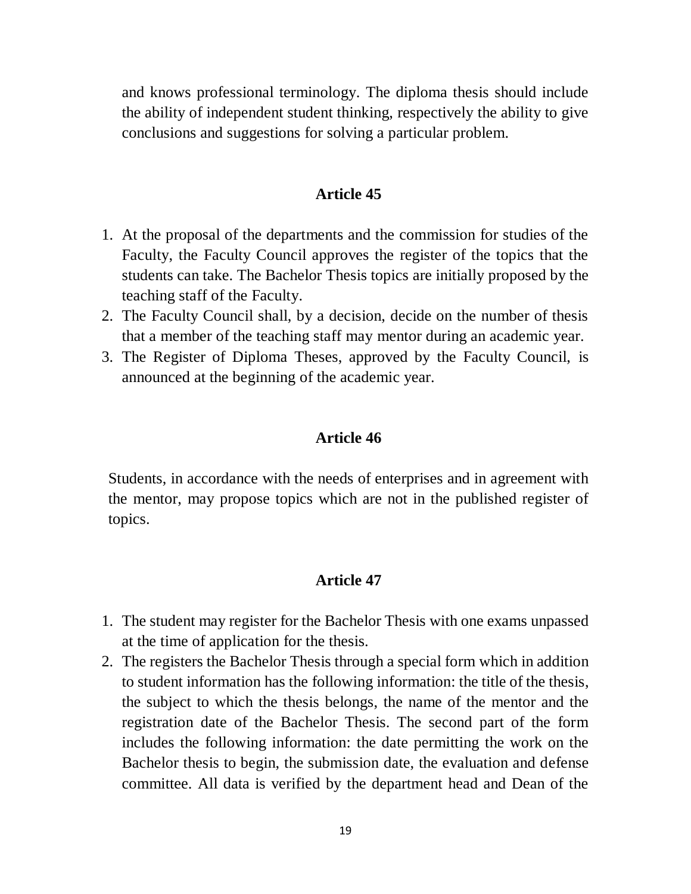and knows professional terminology. The diploma thesis should include the ability of independent student thinking, respectively the ability to give conclusions and suggestions for solving a particular problem.

**Article 45**

1. At the proposal of the departments and the commission for studies of the Faculty, the Faculty Council approves the register of the topics that the students can take. The Bachelor Thesis topics are initially proposed by the teaching staff of the Faculty.
2. The Faculty Council shall, by a decision, decide on the number of thesis that a member of the teaching staff may mentor during an academic year.
3. The Register of Diploma Theses, approved by the Faculty Council, is announced at the beginning of the academic year.

**Article 46**

Students, in accordance with the needs of enterprises and in agreement with the mentor, may propose topics which are not in the published register of topics.

**Article 47**

1. The student may register for the Bachelor Thesis with one exams unpassed at the time of application for the thesis.
2. The registers the Bachelor Thesis through a special form which in addition to student information has the following information: the title of the thesis, the subject to which the thesis belongs, the name of the mentor and the registration date of the Bachelor Thesis. The second part of the form includes the following information: the date permitting the work on the Bachelor thesis to begin, the submission date, the evaluation and defense committee. All data is verified by the department head and Dean of the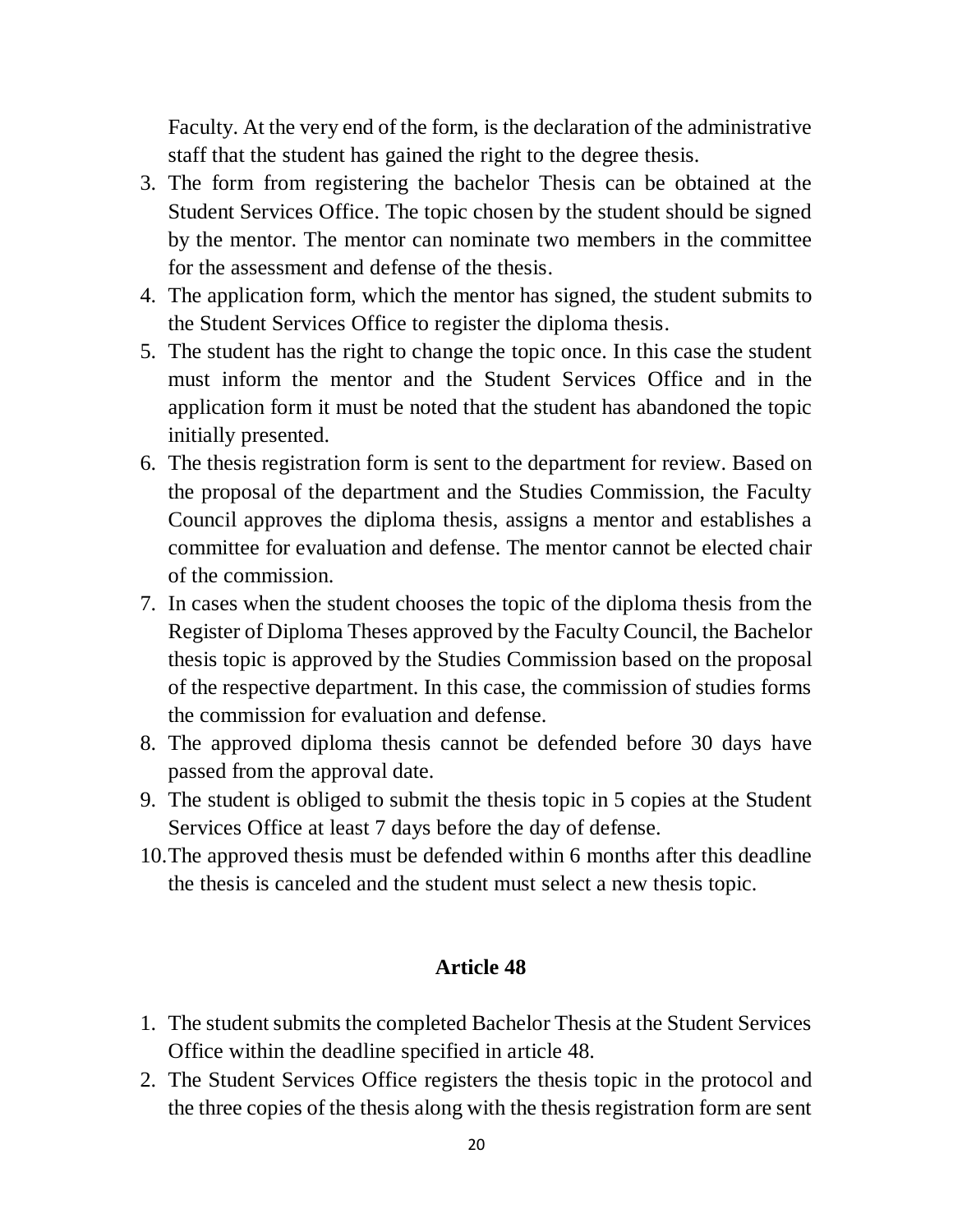Faculty. At the very end of the form, is the declaration of the administrative staff that the student has gained the right to the degree thesis.

3. The form from registering the bachelor Thesis can be obtained at the Student Services Office. The topic chosen by the student should be signed by the mentor. The mentor can nominate two members in the committee for the assessment and defense of the thesis.
4. The application form, which the mentor has signed, the student submits to the Student Services Office to register the diploma thesis.
5. The student has the right to change the topic once. In this case the student must inform the mentor and the Student Services Office and in the application form it must be noted that the student has abandoned the topic initially presented.
6. The thesis registration form is sent to the department for review. Based on the proposal of the department and the Studies Commission, the Faculty Council approves the diploma thesis, assigns a mentor and establishes a committee for evaluation and defense. The mentor cannot be elected chair of the commission.
7. In cases when the student chooses the topic of the diploma thesis from the Register of Diploma Theses approved by the Faculty Council, the Bachelor thesis topic is approved by the Studies Commission based on the proposal of the respective department. In this case, the commission of studies forms the commission for evaluation and defense.
8. The approved diploma thesis cannot be defended before 30 days have passed from the approval date.
9. The student is obliged to submit the thesis topic in 5 copies at the Student Services Office at least 7 days before the day of defense.
10. The approved thesis must be defended within 6 months after this deadline the thesis is canceled and the student must select a new thesis topic.

### Article 48

1. The student submits the completed Bachelor Thesis at the Student Services Office within the deadline specified in article 48.
2. The Student Services Office registers the thesis topic in the protocol and the three copies of the thesis along with the thesis registration form are sent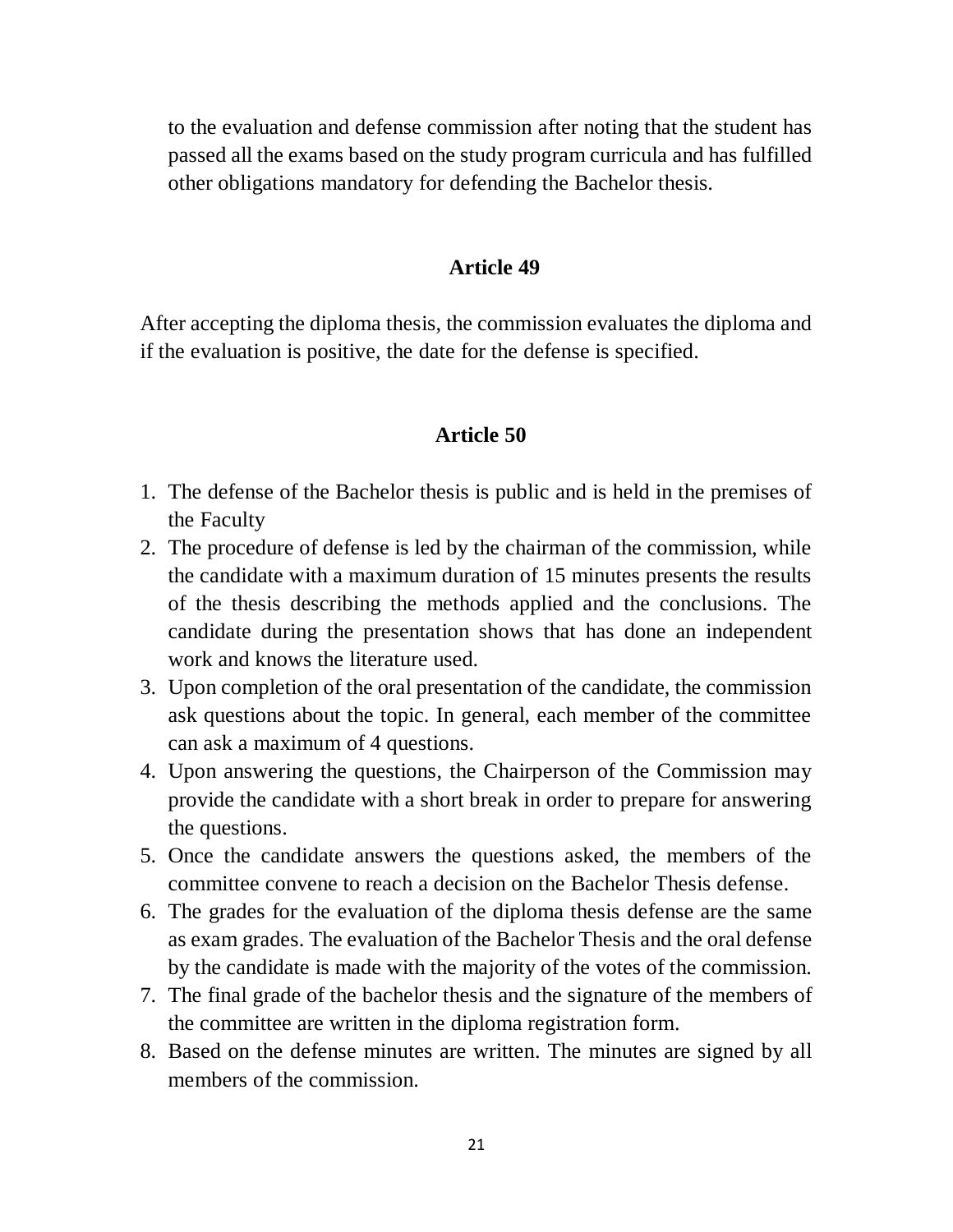to the evaluation and defense commission after noting that the student has passed all the exams based on the study program curricula and has fulfilled other obligations mandatory for defending the Bachelor thesis.

### Article 49

After accepting the diploma thesis, the commission evaluates the diploma and if the evaluation is positive, the date for the defense is specified.

### Article 50

1. The defense of the Bachelor thesis is public and is held in the premises of the Faculty
2. The procedure of defense is led by the chairman of the commission, while the candidate with a maximum duration of 15 minutes presents the results of the thesis describing the methods applied and the conclusions. The candidate during the presentation shows that has done an independent work and knows the literature used.
3. Upon completion of the oral presentation of the candidate, the commission ask questions about the topic. In general, each member of the committee can ask a maximum of 4 questions.
4. Upon answering the questions, the Chairperson of the Commission may provide the candidate with a short break in order to prepare for answering the questions.
5. Once the candidate answers the questions asked, the members of the committee convene to reach a decision on the Bachelor Thesis defense.
6. The grades for the evaluation of the diploma thesis defense are the same as exam grades. The evaluation of the Bachelor Thesis and the oral defense by the candidate is made with the majority of the votes of the commission.
7. The final grade of the bachelor thesis and the signature of the members of the committee are written in the diploma registration form.
8. Based on the defense minutes are written. The minutes are signed by all members of the commission.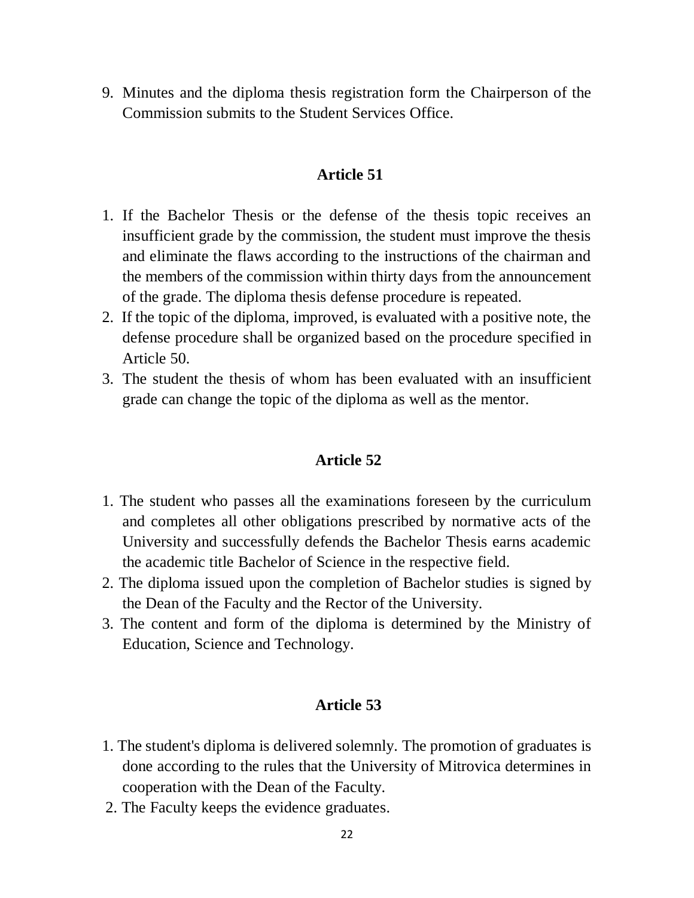9. Minutes and the diploma thesis registration form the Chairperson of the Commission submits to the Student Services Office.

### Article 51

1. If the Bachelor Thesis or the defense of the thesis topic receives an insufficient grade by the commission, the student must improve the thesis and eliminate the flaws according to the instructions of the chairman and the members of the commission within thirty days from the announcement of the grade. The diploma thesis defense procedure is repeated.
2. If the topic of the diploma, improved, is evaluated with a positive note, the defense procedure shall be organized based on the procedure specified in Article 50.
3. The student the thesis of whom has been evaluated with an insufficient grade can change the topic of the diploma as well as the mentor.

### Article 52

1. The student who passes all the examinations foreseen by the curriculum and completes all other obligations prescribed by normative acts of the University and successfully defends the Bachelor Thesis earns academic the academic title Bachelor of Science in the respective field.
2. The diploma issued upon the completion of Bachelor studies is signed by the Dean of the Faculty and the Rector of the University.
3. The content and form of the diploma is determined by the Ministry of Education, Science and Technology.

### Article 53

1. The student's diploma is delivered solemnly. The promotion of graduates is done according to the rules that the University of Mitrovica determines in cooperation with the Dean of the Faculty.
2. The Faculty keeps the evidence graduates.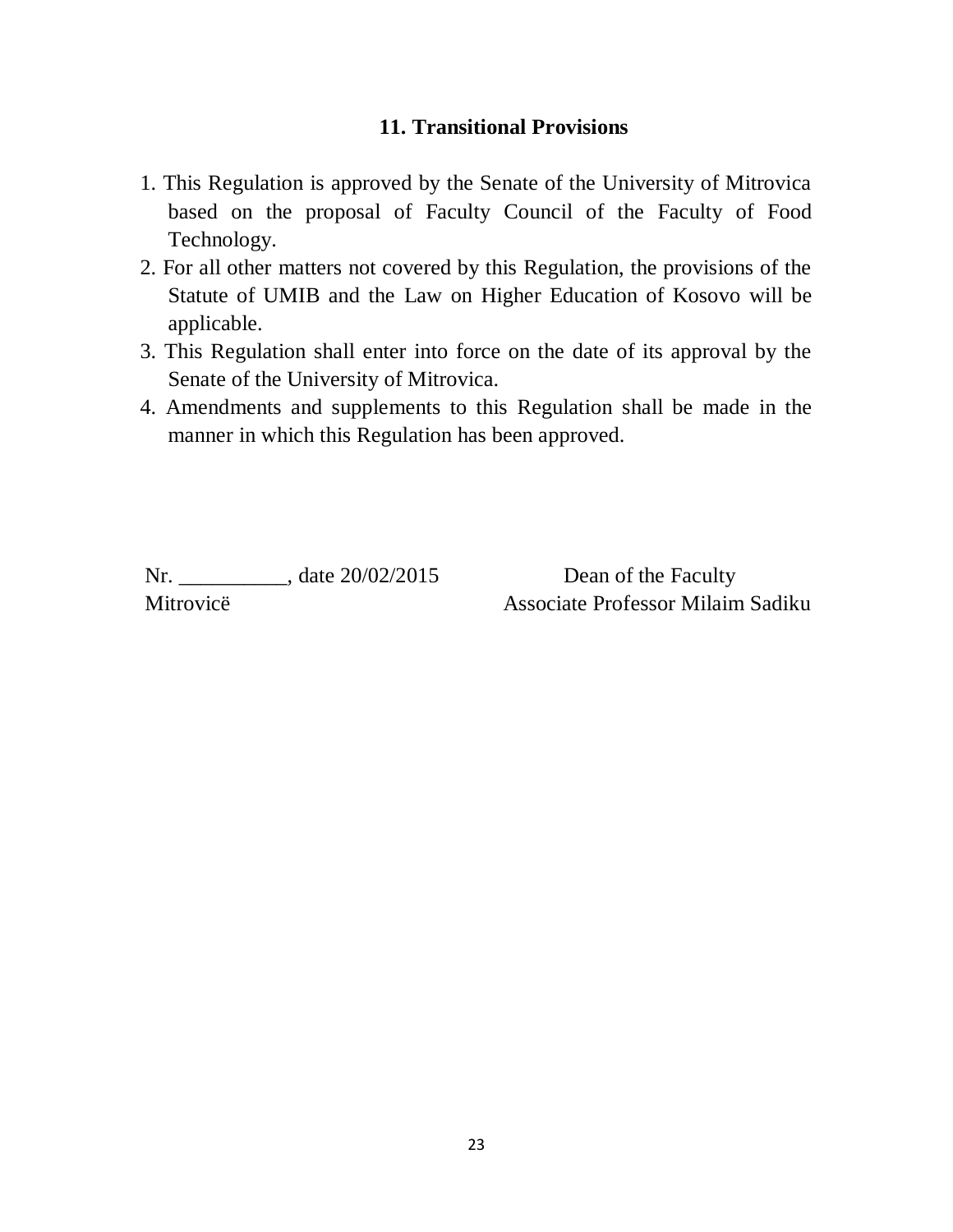## 11. Transitional Provisions

1. This Regulation is approved by the Senate of the University of Mitrovica based on the proposal of Faculty Council of the Faculty of Food Technology.
2. For all other matters not covered by this Regulation, the provisions of the Statute of UMIB and the Law on Higher Education of Kosovo will be applicable.
3. This Regulation shall enter into force on the date of its approval by the Senate of the University of Mitrovica.
4. Amendments and supplements to this Regulation shall be made in the manner in which this Regulation has been approved.

Nr. __________, date 20/02/2015
Mitrovicë

Dean of the Faculty
Associate Professor Milaim Sadiku